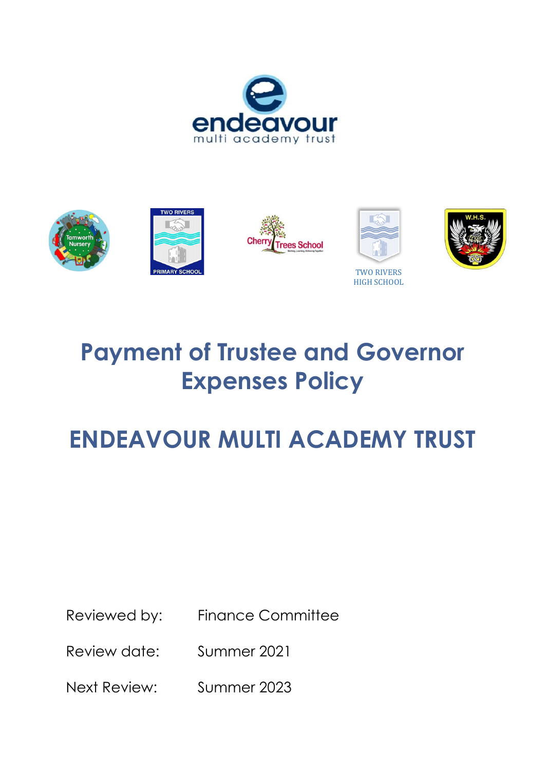# Payment of Trustee and Governor Expenses Policy

# ENDEAVOUR MULTI ACADEMY TRUST

| | |
|---|---|
| Reviewed by: | Finance Committee |
| Review date: | Summer 2021 |
| Next Review: | Summer 2023 |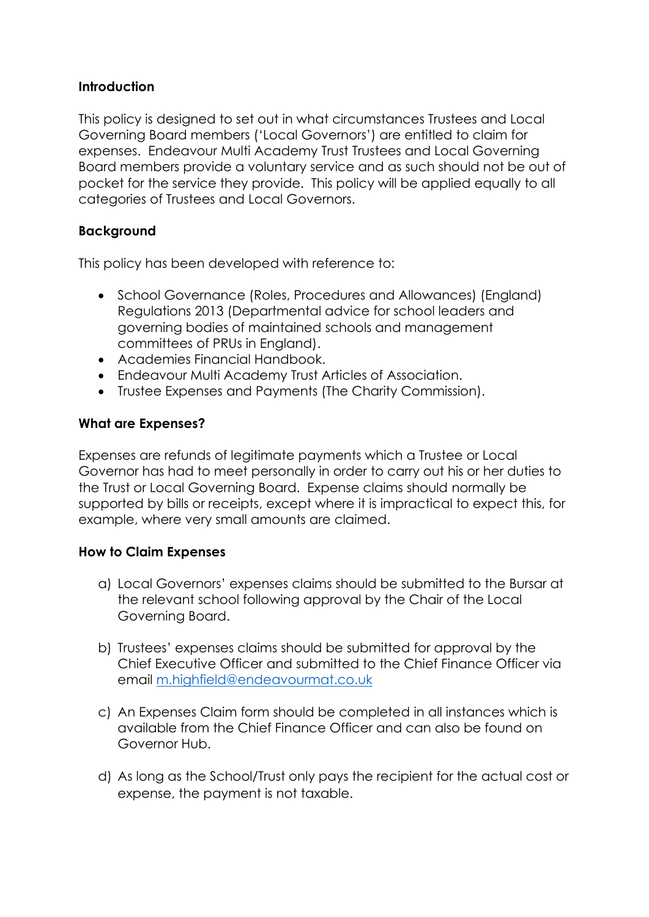**Introduction**

This policy is designed to set out in what circumstances Trustees and Local Governing Board members ('Local Governors') are entitled to claim for expenses. Endeavour Multi Academy Trust Trustees and Local Governing Board members provide a voluntary service and as such should not be out of pocket for the service they provide. This policy will be applied equally to all categories of Trustees and Local Governors.

**Background**

This policy has been developed with reference to:

- School Governance (Roles, Procedures and Allowances) (England) Regulations 2013 (Departmental advice for school leaders and governing bodies of maintained schools and management committees of PRUs in England).
- Academies Financial Handbook.
- Endeavour Multi Academy Trust Articles of Association.
- Trustee Expenses and Payments (The Charity Commission).

**What are Expenses?**

Expenses are refunds of legitimate payments which a Trustee or Local Governor has had to meet personally in order to carry out his or her duties to the Trust or Local Governing Board. Expense claims should normally be supported by bills or receipts, except where it is impractical to expect this, for example, where very small amounts are claimed.

**How to Claim Expenses**

a) Local Governors' expenses claims should be submitted to the Bursar at the relevant school following approval by the Chair of the Local Governing Board.

b) Trustees' expenses claims should be submitted for approval by the Chief Executive Officer and submitted to the Chief Finance Officer via email m.highfield@endeavourmat.co.uk

c) An Expenses Claim form should be completed in all instances which is available from the Chief Finance Officer and can also be found on Governor Hub.

d) As long as the School/Trust only pays the recipient for the actual cost or expense, the payment is not taxable.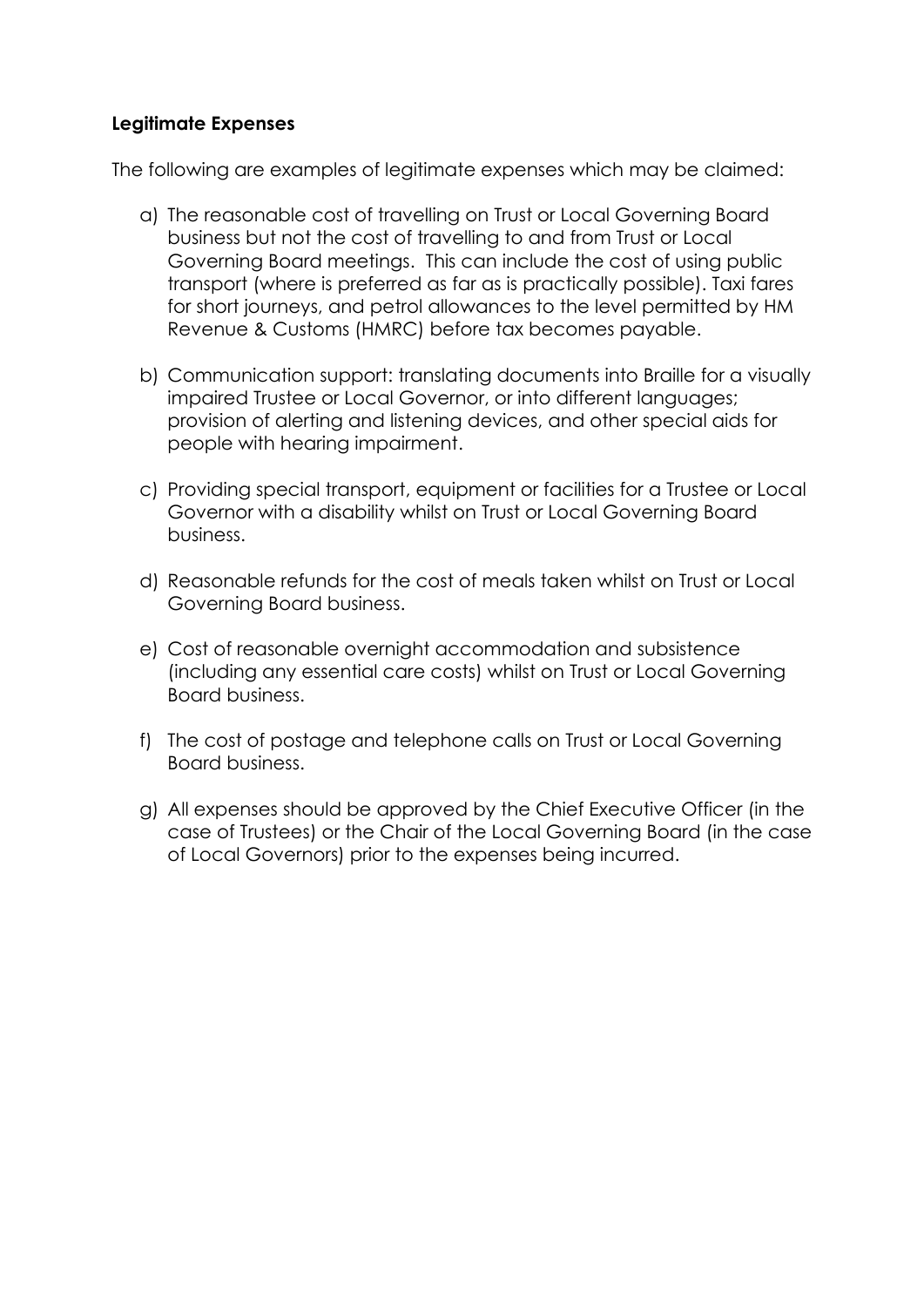**Legitimate Expenses**

The following are examples of legitimate expenses which may be claimed:

a) The reasonable cost of travelling on Trust or Local Governing Board business but not the cost of travelling to and from Trust or Local Governing Board meetings. This can include the cost of using public transport (where is preferred as far as is practically possible). Taxi fares for short journeys, and petrol allowances to the level permitted by HM Revenue & Customs (HMRC) before tax becomes payable.

b) Communication support: translating documents into Braille for a visually impaired Trustee or Local Governor, or into different languages; provision of alerting and listening devices, and other special aids for people with hearing impairment.

c) Providing special transport, equipment or facilities for a Trustee or Local Governor with a disability whilst on Trust or Local Governing Board business.

d) Reasonable refunds for the cost of meals taken whilst on Trust or Local Governing Board business.

e) Cost of reasonable overnight accommodation and subsistence (including any essential care costs) whilst on Trust or Local Governing Board business.

f) The cost of postage and telephone calls on Trust or Local Governing Board business.

g) All expenses should be approved by the Chief Executive Officer (in the case of Trustees) or the Chair of the Local Governing Board (in the case of Local Governors) prior to the expenses being incurred.